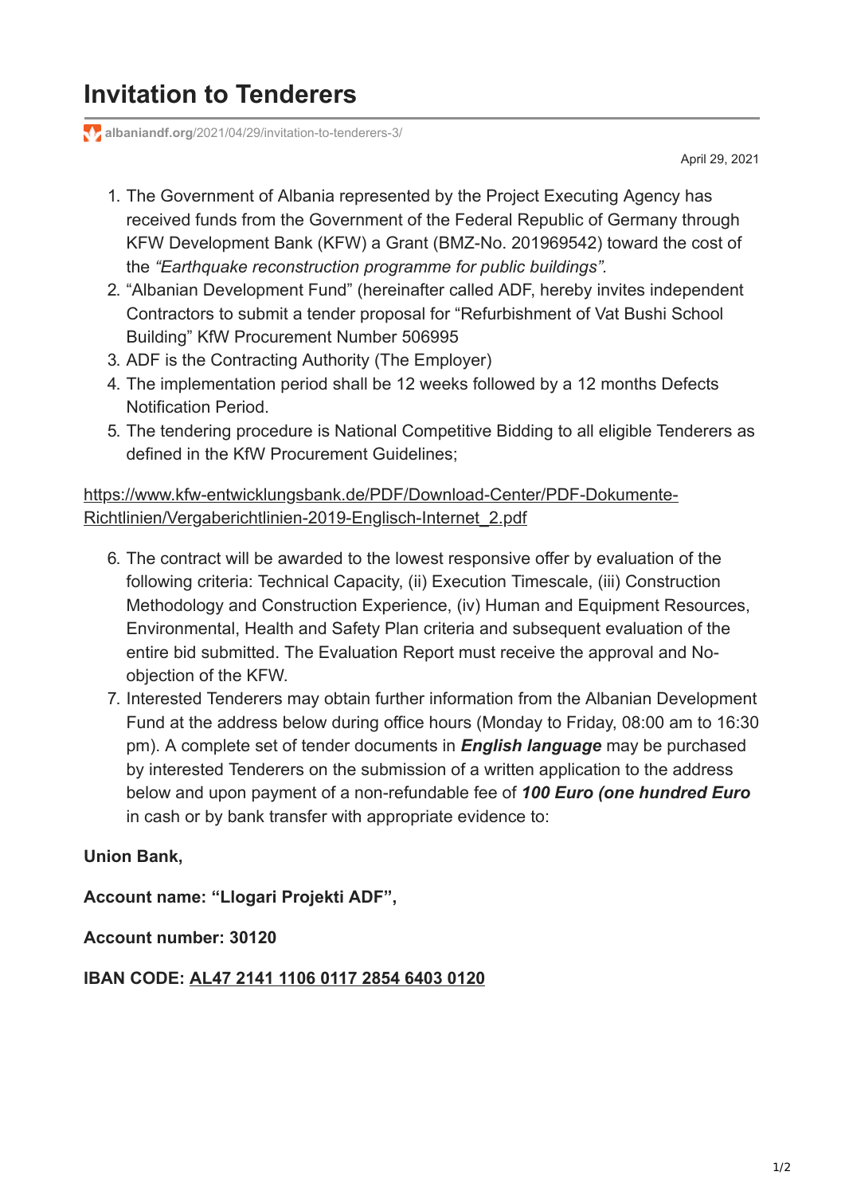# Invitation to Tenderers

albaniandf.org/2021/04/29/invitation-to-tenderers-3/

April 29, 2021

1. The Government of Albania represented by the Project Executing Agency has received funds from the Government of the Federal Republic of Germany through KFW Development Bank (KFW) a Grant (BMZ-No. 201969542) toward the cost of the *"Earthquake reconstruction programme for public buildings"*.
2. "Albanian Development Fund" (hereinafter called ADF, hereby invites independent Contractors to submit a tender proposal for "Refurbishment of Vat Bushi School Building" KfW Procurement Number 506995
3. ADF is the Contracting Authority (The Employer)
4. The implementation period shall be 12 weeks followed by a 12 months Defects Notification Period.
5. The tendering procedure is National Competitive Bidding to all eligible Tenderers as defined in the KfW Procurement Guidelines;

https://www.kfw-entwicklungsbank.de/PDF/Download-Center/PDF-Dokumente-Richtlinien/Vergaberichtlinien-2019-Englisch-Internet_2.pdf

6. The contract will be awarded to the lowest responsive offer by evaluation of the following criteria: Technical Capacity, (ii) Execution Timescale, (iii) Construction Methodology and Construction Experience, (iv) Human and Equipment Resources, Environmental, Health and Safety Plan criteria and subsequent evaluation of the entire bid submitted. The Evaluation Report must receive the approval and No-objection of the KFW.
7. Interested Tenderers may obtain further information from the Albanian Development Fund at the address below during office hours (Monday to Friday, 08:00 am to 16:30 pm). A complete set of tender documents in ***English language*** may be purchased by interested Tenderers on the submission of a written application to the address below and upon payment of a non-refundable fee of ***100 Euro (one hundred Euro*** in cash or by bank transfer with appropriate evidence to:

**Union Bank,**

**Account name: "Llogari Projekti ADF",**

**Account number: 30120**

**IBAN CODE: AL47 2141 1106 0117 2854 6403 0120**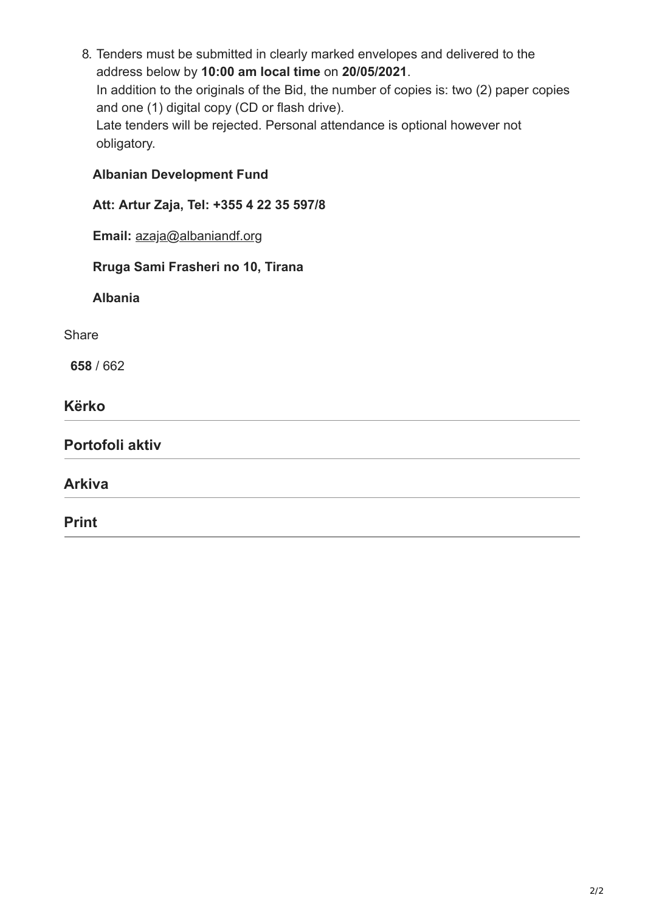8. Tenders must be submitted in clearly marked envelopes and delivered to the address below by **10:00 am local time** on **20/05/2021**.
   In addition to the originals of the Bid, the number of copies is: two (2) paper copies and one (1) digital copy (CD or flash drive).
   Late tenders will be rejected. Personal attendance is optional however not obligatory.

   **Albanian Development Fund**

   **Att: Artur Zaja, Tel: +355 4 22 35 597/8**

   **Email:** azaja@albaniandf.org

   **Rruga Sami Frasheri no 10, Tirana**

   **Albania**

Share

**658** / 662

**Kërko**

**Portofoli aktiv**

**Arkiva**

**Print**